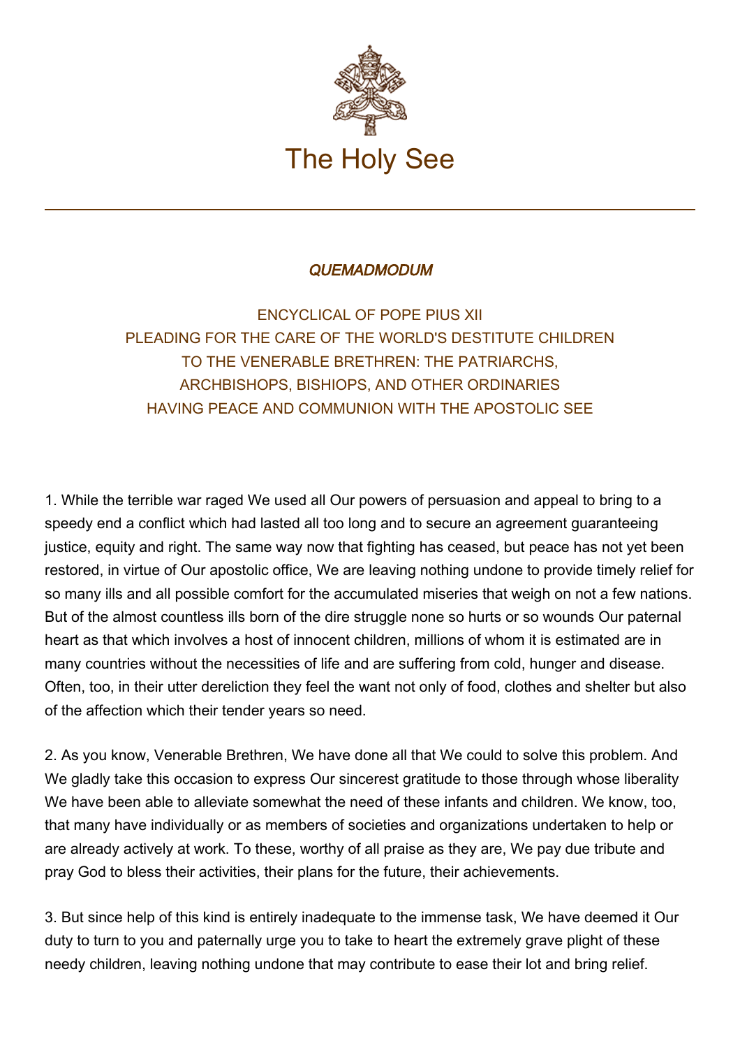The Holy See

## *QUEMADMODUM*

ENCYCLICAL OF POPE PIUS XII
PLEADING FOR THE CARE OF THE WORLD'S DESTITUTE CHILDREN
TO THE VENERABLE BRETHREN: THE PATRIARCHS,
ARCHBISHOPS, BISHIOPS, AND OTHER ORDINARIES
HAVING PEACE AND COMMUNION WITH THE APOSTOLIC SEE

1. While the terrible war raged We used all Our powers of persuasion and appeal to bring to a speedy end a conflict which had lasted all too long and to secure an agreement guaranteeing justice, equity and right. The same way now that fighting has ceased, but peace has not yet been restored, in virtue of Our apostolic office, We are leaving nothing undone to provide timely relief for so many ills and all possible comfort for the accumulated miseries that weigh on not a few nations. But of the almost countless ills born of the dire struggle none so hurts or so wounds Our paternal heart as that which involves a host of innocent children, millions of whom it is estimated are in many countries without the necessities of life and are suffering from cold, hunger and disease. Often, too, in their utter dereliction they feel the want not only of food, clothes and shelter but also of the affection which their tender years so need.

2. As you know, Venerable Brethren, We have done all that We could to solve this problem. And We gladly take this occasion to express Our sincerest gratitude to those through whose liberality We have been able to alleviate somewhat the need of these infants and children. We know, too, that many have individually or as members of societies and organizations undertaken to help or are already actively at work. To these, worthy of all praise as they are, We pay due tribute and pray God to bless their activities, their plans for the future, their achievements.

3. But since help of this kind is entirely inadequate to the immense task, We have deemed it Our duty to turn to you and paternally urge you to take to heart the extremely grave plight of these needy children, leaving nothing undone that may contribute to ease their lot and bring relief.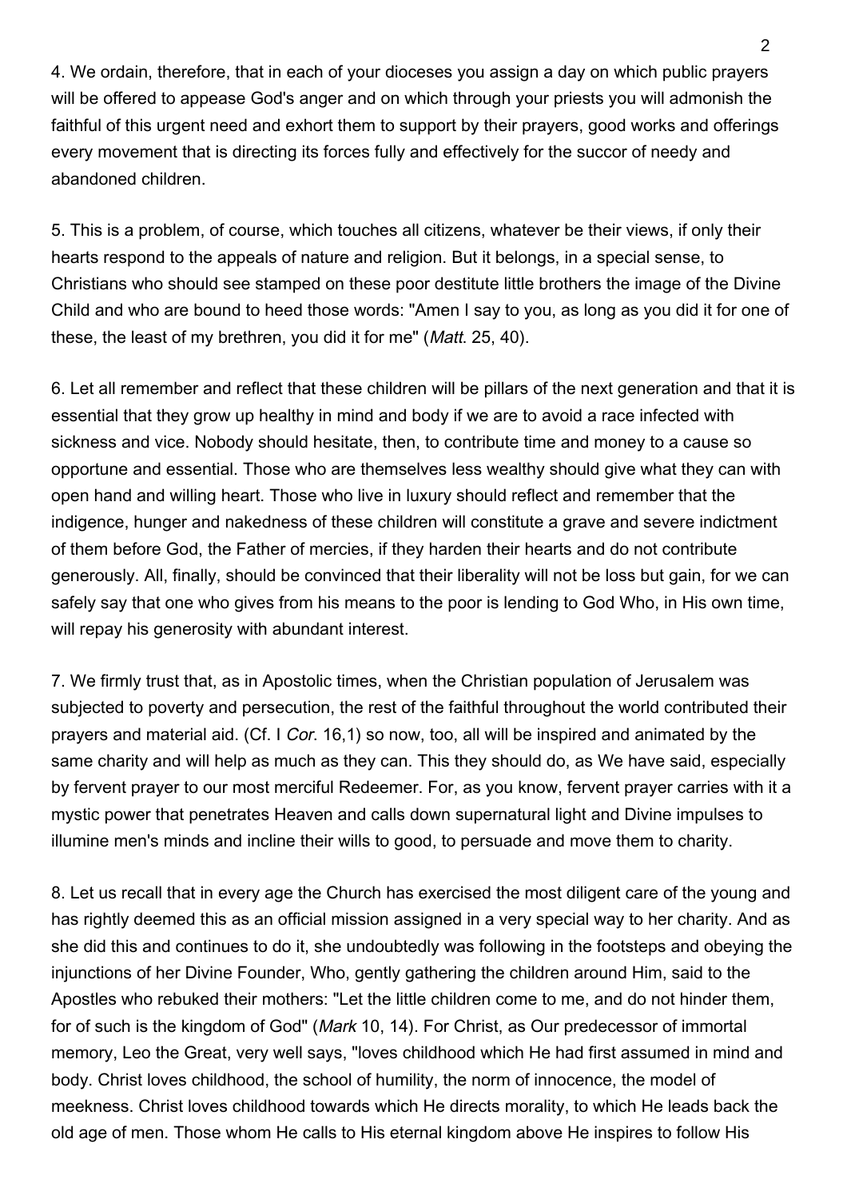4. We ordain, therefore, that in each of your dioceses you assign a day on which public prayers will be offered to appease God's anger and on which through your priests you will admonish the faithful of this urgent need and exhort them to support by their prayers, good works and offerings every movement that is directing its forces fully and effectively for the succor of needy and abandoned children.

5. This is a problem, of course, which touches all citizens, whatever be their views, if only their hearts respond to the appeals of nature and religion. But it belongs, in a special sense, to Christians who should see stamped on these poor destitute little brothers the image of the Divine Child and who are bound to heed those words: "Amen I say to you, as long as you did it for one of these, the least of my brethren, you did it for me" (*Matt*. 25, 40).

6. Let all remember and reflect that these children will be pillars of the next generation and that it is essential that they grow up healthy in mind and body if we are to avoid a race infected with sickness and vice. Nobody should hesitate, then, to contribute time and money to a cause so opportune and essential. Those who are themselves less wealthy should give what they can with open hand and willing heart. Those who live in luxury should reflect and remember that the indigence, hunger and nakedness of these children will constitute a grave and severe indictment of them before God, the Father of mercies, if they harden their hearts and do not contribute generously. All, finally, should be convinced that their liberality will not be loss but gain, for we can safely say that one who gives from his means to the poor is lending to God Who, in His own time, will repay his generosity with abundant interest.

7. We firmly trust that, as in Apostolic times, when the Christian population of Jerusalem was subjected to poverty and persecution, the rest of the faithful throughout the world contributed their prayers and material aid. (Cf. I *Cor*. 16,1) so now, too, all will be inspired and animated by the same charity and will help as much as they can. This they should do, as We have said, especially by fervent prayer to our most merciful Redeemer. For, as you know, fervent prayer carries with it a mystic power that penetrates Heaven and calls down supernatural light and Divine impulses to illumine men's minds and incline their wills to good, to persuade and move them to charity.

8. Let us recall that in every age the Church has exercised the most diligent care of the young and has rightly deemed this as an official mission assigned in a very special way to her charity. And as she did this and continues to do it, she undoubtedly was following in the footsteps and obeying the injunctions of her Divine Founder, Who, gently gathering the children around Him, said to the Apostles who rebuked their mothers: "Let the little children come to me, and do not hinder them, for of such is the kingdom of God" (*Mark* 10, 14). For Christ, as Our predecessor of immortal memory, Leo the Great, very well says, "loves childhood which He had first assumed in mind and body. Christ loves childhood, the school of humility, the norm of innocence, the model of meekness. Christ loves childhood towards which He directs morality, to which He leads back the old age of men. Those whom He calls to His eternal kingdom above He inspires to follow His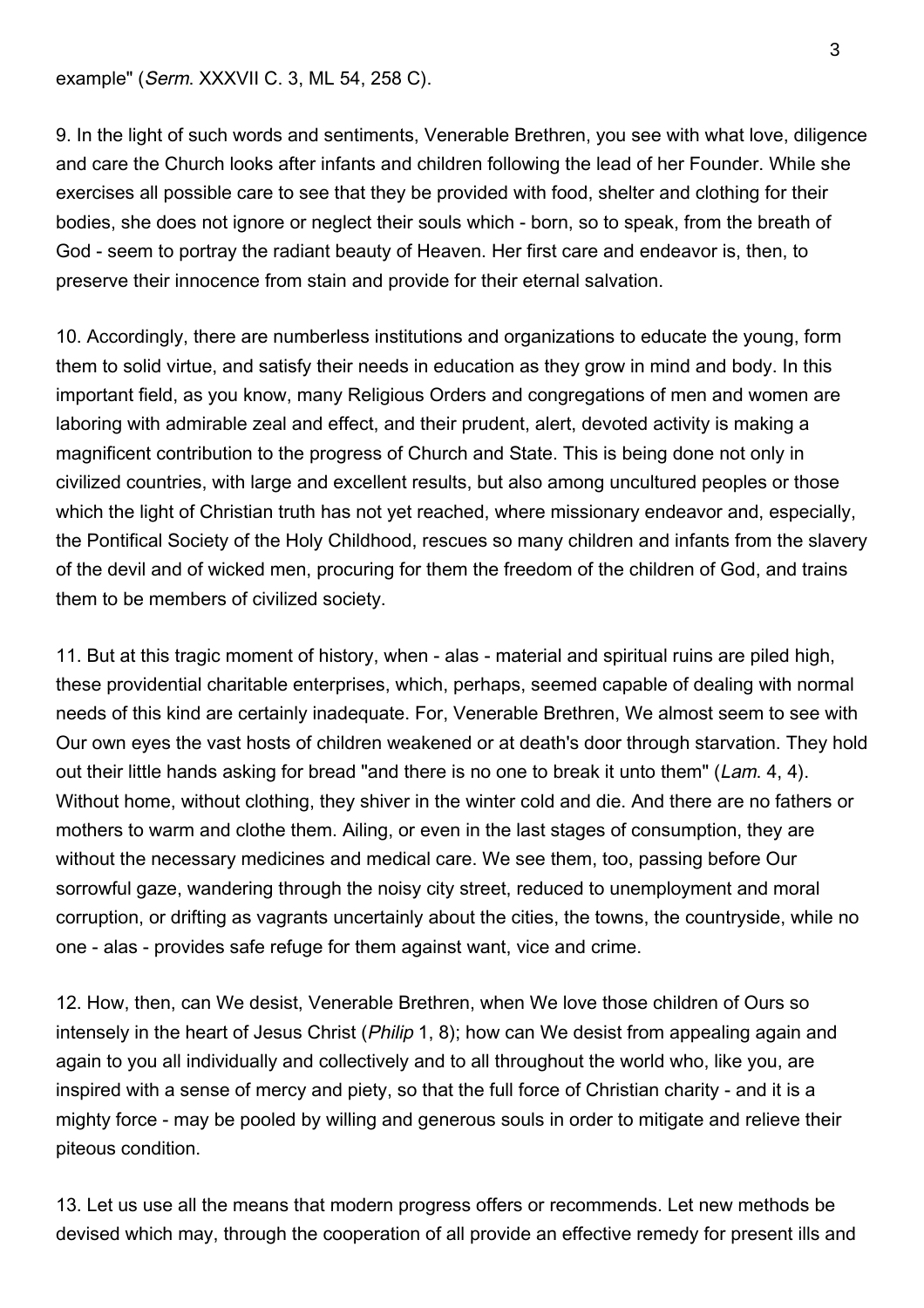example" (*Serm*. XXXVII C. 3, ML 54, 258 C).

9. In the light of such words and sentiments, Venerable Brethren, you see with what love, diligence and care the Church looks after infants and children following the lead of her Founder. While she exercises all possible care to see that they be provided with food, shelter and clothing for their bodies, she does not ignore or neglect their souls which - born, so to speak, from the breath of God - seem to portray the radiant beauty of Heaven. Her first care and endeavor is, then, to preserve their innocence from stain and provide for their eternal salvation.

10. Accordingly, there are numberless institutions and organizations to educate the young, form them to solid virtue, and satisfy their needs in education as they grow in mind and body. In this important field, as you know, many Religious Orders and congregations of men and women are laboring with admirable zeal and effect, and their prudent, alert, devoted activity is making a magnificent contribution to the progress of Church and State. This is being done not only in civilized countries, with large and excellent results, but also among uncultured peoples or those which the light of Christian truth has not yet reached, where missionary endeavor and, especially, the Pontifical Society of the Holy Childhood, rescues so many children and infants from the slavery of the devil and of wicked men, procuring for them the freedom of the children of God, and trains them to be members of civilized society.

11. But at this tragic moment of history, when - alas - material and spiritual ruins are piled high, these providential charitable enterprises, which, perhaps, seemed capable of dealing with normal needs of this kind are certainly inadequate. For, Venerable Brethren, We almost seem to see with Our own eyes the vast hosts of children weakened or at death's door through starvation. They hold out their little hands asking for bread "and there is no one to break it unto them" (*Lam*. 4, 4). Without home, without clothing, they shiver in the winter cold and die. And there are no fathers or mothers to warm and clothe them. Ailing, or even in the last stages of consumption, they are without the necessary medicines and medical care. We see them, too, passing before Our sorrowful gaze, wandering through the noisy city street, reduced to unemployment and moral corruption, or drifting as vagrants uncertainly about the cities, the towns, the countryside, while no one - alas - provides safe refuge for them against want, vice and crime.

12. How, then, can We desist, Venerable Brethren, when We love those children of Ours so intensely in the heart of Jesus Christ (*Philip* 1, 8); how can We desist from appealing again and again to you all individually and collectively and to all throughout the world who, like you, are inspired with a sense of mercy and piety, so that the full force of Christian charity - and it is a mighty force - may be pooled by willing and generous souls in order to mitigate and relieve their piteous condition.

13. Let us use all the means that modern progress offers or recommends. Let new methods be devised which may, through the cooperation of all provide an effective remedy for present ills and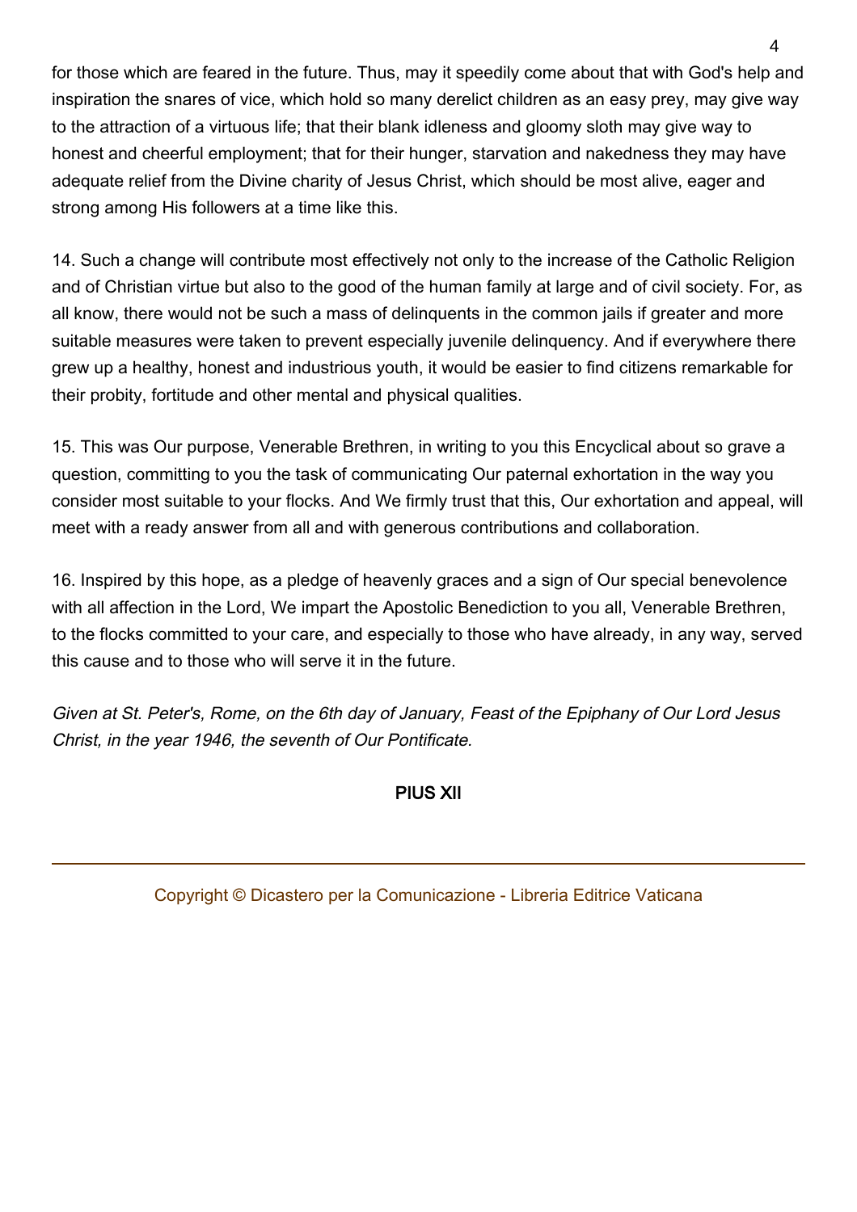for those which are feared in the future. Thus, may it speedily come about that with God's help and inspiration the snares of vice, which hold so many derelict children as an easy prey, may give way to the attraction of a virtuous life; that their blank idleness and gloomy sloth may give way to honest and cheerful employment; that for their hunger, starvation and nakedness they may have adequate relief from the Divine charity of Jesus Christ, which should be most alive, eager and strong among His followers at a time like this.

14. Such a change will contribute most effectively not only to the increase of the Catholic Religion and of Christian virtue but also to the good of the human family at large and of civil society. For, as all know, there would not be such a mass of delinquents in the common jails if greater and more suitable measures were taken to prevent especially juvenile delinquency. And if everywhere there grew up a healthy, honest and industrious youth, it would be easier to find citizens remarkable for their probity, fortitude and other mental and physical qualities.

15. This was Our purpose, Venerable Brethren, in writing to you this Encyclical about so grave a question, committing to you the task of communicating Our paternal exhortation in the way you consider most suitable to your flocks. And We firmly trust that this, Our exhortation and appeal, will meet with a ready answer from all and with generous contributions and collaboration.

16. Inspired by this hope, as a pledge of heavenly graces and a sign of Our special benevolence with all affection in the Lord, We impart the Apostolic Benediction to you all, Venerable Brethren, to the flocks committed to your care, and especially to those who have already, in any way, served this cause and to those who will serve it in the future.

*Given at St. Peter's, Rome, on the 6th day of January, Feast of the Epiphany of Our Lord Jesus Christ, in the year 1946, the seventh of Our Pontificate.*

**PIUS XII**

---

Copyright © Dicastero per la Comunicazione - Libreria Editrice Vaticana